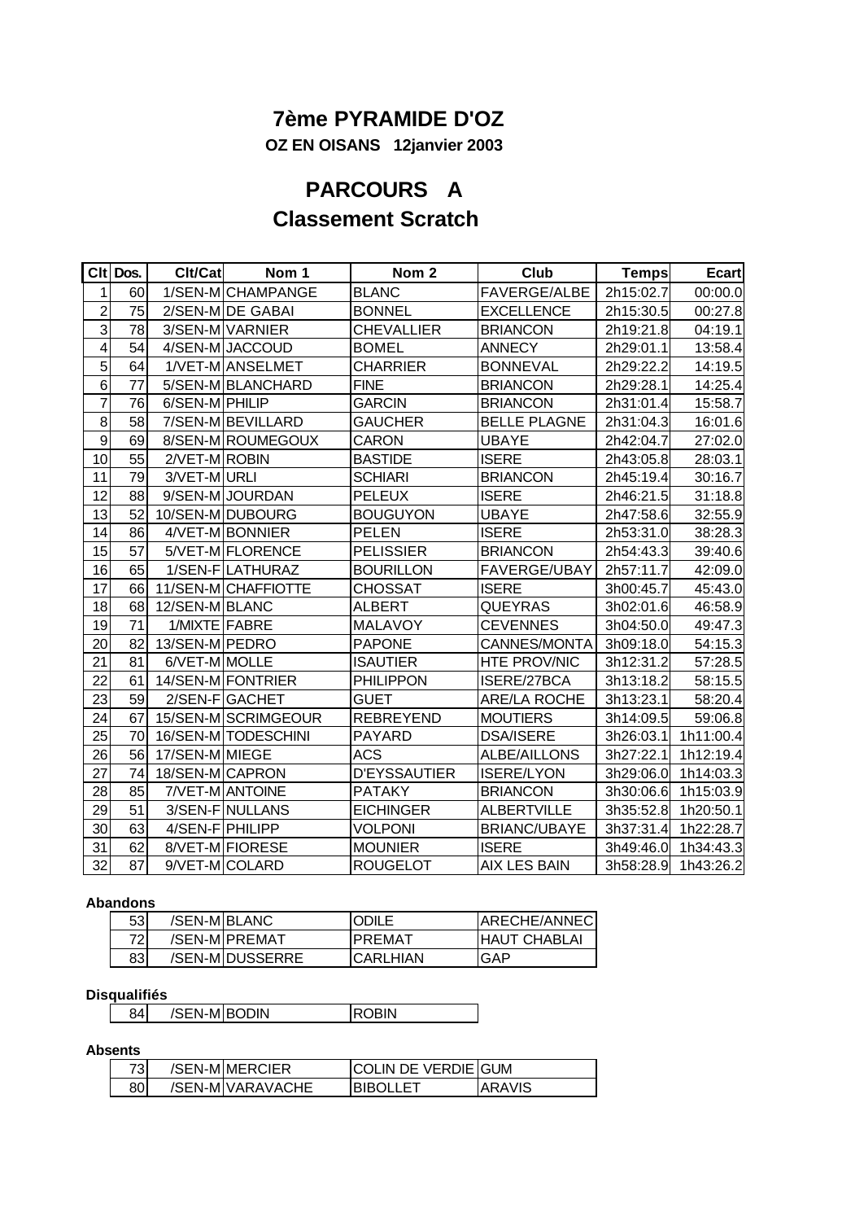# 7ème PYRAMIDE D'OZ

**OZ EN OISANS 12janvier 2003**

## PARCOURS A

## Classement Scratch

| Clt | Dos. | Clt/Cat | Nom 1 | Nom 2 | Club | Temps | Ecart |
|---|---|---|---|---|---|---|---|
| 1 | 60 | 1/SEN-M | CHAMPANGE | BLANC | FAVERGE/ALBE | 2h15:02.7 | 00:00.0 |
| 2 | 75 | 2/SEN-M | DE GABAI | BONNEL | EXCELLENCE | 2h15:30.5 | 00:27.8 |
| 3 | 78 | 3/SEN-M | VARNIER | CHEVALLIER | BRIANCON | 2h19:21.8 | 04:19.1 |
| 4 | 54 | 4/SEN-M | JACCOUD | BOMEL | ANNECY | 2h29:01.1 | 13:58.4 |
| 5 | 64 | 1/VET-M | ANSELMET | CHARRIER | BONNEVAL | 2h29:22.2 | 14:19.5 |
| 6 | 77 | 5/SEN-M | BLANCHARD | FINE | BRIANCON | 2h29:28.1 | 14:25.4 |
| 7 | 76 | 6/SEN-M | PHILIP | GARCIN | BRIANCON | 2h31:01.4 | 15:58.7 |
| 8 | 58 | 7/SEN-M | BEVILLARD | GAUCHER | BELLE PLAGNE | 2h31:04.3 | 16:01.6 |
| 9 | 69 | 8/SEN-M | ROUMEGOUX | CARON | UBAYE | 2h42:04.7 | 27:02.0 |
| 10 | 55 | 2/VET-M | ROBIN | BASTIDE | ISERE | 2h43:05.8 | 28:03.1 |
| 11 | 79 | 3/VET-M | URLI | SCHIARI | BRIANCON | 2h45:19.4 | 30:16.7 |
| 12 | 88 | 9/SEN-M | JOURDAN | PELEUX | ISERE | 2h46:21.5 | 31:18.8 |
| 13 | 52 | 10/SEN-M | DUBOURG | BOUGUYON | UBAYE | 2h47:58.6 | 32:55.9 |
| 14 | 86 | 4/VET-M | BONNIER | PELEN | ISERE | 2h53:31.0 | 38:28.3 |
| 15 | 57 | 5/VET-M | FLORENCE | PELISSIER | BRIANCON | 2h54:43.3 | 39:40.6 |
| 16 | 65 | 1/SEN-F | LATHURAZ | BOURILLON | FAVERGE/UBAY | 2h57:11.7 | 42:09.0 |
| 17 | 66 | 11/SEN-M | CHAFFIOTTE | CHOSSAT | ISERE | 3h00:45.7 | 45:43.0 |
| 18 | 68 | 12/SEN-M | BLANC | ALBERT | QUEYRAS | 3h02:01.6 | 46:58.9 |
| 19 | 71 | 1/MIXTE | FABRE | MALAVOY | CEVENNES | 3h04:50.0 | 49:47.3 |
| 20 | 82 | 13/SEN-M | PEDRO | PAPONE | CANNES/MONTA | 3h09:18.0 | 54:15.3 |
| 21 | 81 | 6/VET-M | MOLLE | ISAUTIER | HTE PROV/NIC | 3h12:31.2 | 57:28.5 |
| 22 | 61 | 14/SEN-M | FONTRIER | PHILIPPON | ISERE/27BCA | 3h13:18.2 | 58:15.5 |
| 23 | 59 | 2/SEN-F | GACHET | GUET | ARE/LA ROCHE | 3h13:23.1 | 58:20.4 |
| 24 | 67 | 15/SEN-M | SCRIMGEOUR | REBREYEND | MOUTIERS | 3h14:09.5 | 59:06.8 |
| 25 | 70 | 16/SEN-M | TODESCHINI | PAYARD | DSA/ISERE | 3h26:03.1 | 1h11:00.4 |
| 26 | 56 | 17/SEN-M | MIEGE | ACS | ALBE/AILLONS | 3h27:22.1 | 1h12:19.4 |
| 27 | 74 | 18/SEN-M | CAPRON | D'EYSSAUTIER | ISERE/LYON | 3h29:06.0 | 1h14:03.3 |
| 28 | 85 | 7/VET-M | ANTOINE | PATAKY | BRIANCON | 3h30:06.6 | 1h15:03.9 |
| 29 | 51 | 3/SEN-F | NULLANS | EICHINGER | ALBERTVILLE | 3h35:52.8 | 1h20:50.1 |
| 30 | 63 | 4/SEN-F | PHILIPP | VOLPONI | BRIANC/UBAYE | 3h37:31.4 | 1h22:28.7 |
| 31 | 62 | 8/VET-M | FIORESE | MOUNIER | ISERE | 3h49:46.0 | 1h34:43.3 |
| 32 | 87 | 9/VET-M | COLARD | ROUGELOT | AIX LES BAIN | 3h58:28.9 | 1h43:26.2 |

**Abandons**

| Dos. | Cat | Nom 1 | Nom 2 | Club |
|---|---|---|---|---|
| 53 | /SEN-M | BLANC | ODILE | ARECHE/ANNEC |
| 72 | /SEN-M | PREMAT | PREMAT | HAUT CHABLAI |
| 83 | /SEN-M | DUSSERRE | CARLHIAN | GAP |

**Disqualifiés**

| Dos. | Cat | Nom 1 | Nom 2 |
|---|---|---|---|
| 84 | /SEN-M | BODIN | ROBIN |

**Absents**

| Dos. | Cat | Nom 1 | Nom 2 | Club |
|---|---|---|---|---|
| 73 | /SEN-M | MERCIER | COLIN DE VERDIE | GUM |
| 80 | /SEN-M | VARAVACHE | BIBOLLET | ARAVIS |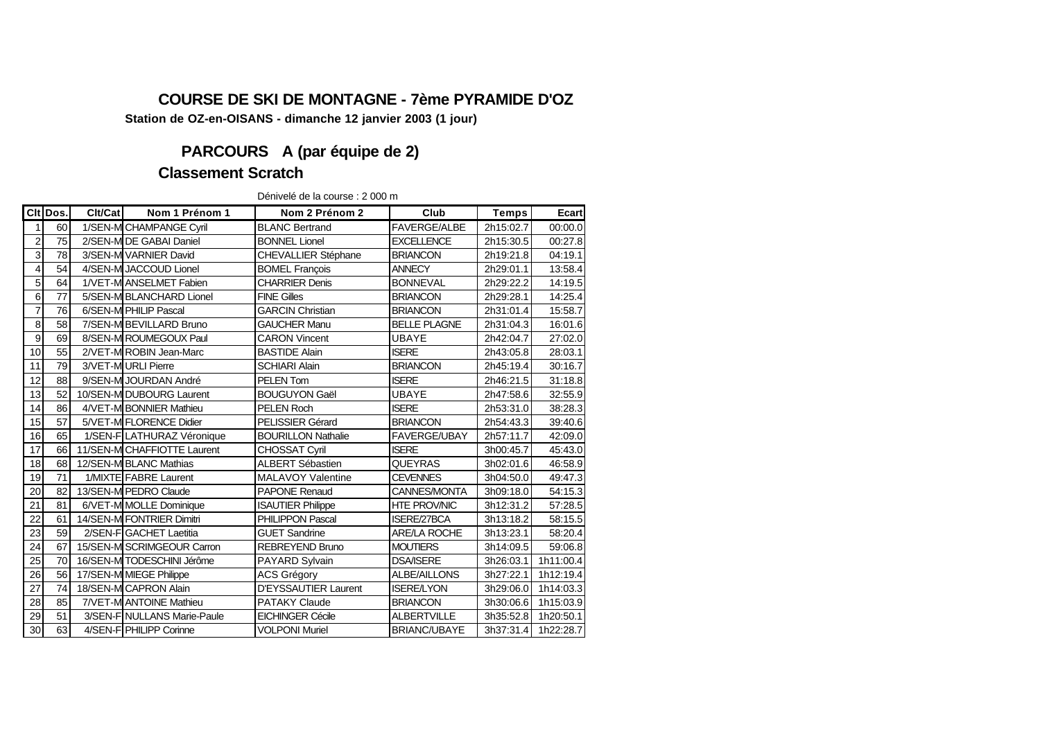## COURSE DE SKI DE MONTAGNE - 7ème PYRAMIDE D'OZ

**Station de OZ-en-OISANS - dimanche 12 janvier 2003 (1 jour)**

## PARCOURS A (par équipe de 2)

## Classement Scratch

Dénivelé de la course : 2 000 m

| Clt | Dos. | Clt/Cat | Nom 1 Prénom 1 | Nom 2 Prénom 2 | Club | Temps | Ecart |
|---|---|---|---|---|---|---|---|
| 1 | 60 | 1/SEN-M | CHAMPANGE Cyril | BLANC Bertrand | FAVERGE/ALBE | 2h15:02.7 | 00:00.0 |
| 2 | 75 | 2/SEN-M | DE GABAI Daniel | BONNEL Lionel | EXCELLENCE | 2h15:30.5 | 00:27.8 |
| 3 | 78 | 3/SEN-M | VARNIER David | CHEVALLIER Stéphane | BRIANCON | 2h19:21.8 | 04:19.1 |
| 4 | 54 | 4/SEN-M | JACCOUD Lionel | BOMEL François | ANNECY | 2h29:01.1 | 13:58.4 |
| 5 | 64 | 1/VET-M | ANSELMET Fabien | CHARRIER Denis | BONNEVAL | 2h29:22.2 | 14:19.5 |
| 6 | 77 | 5/SEN-M | BLANCHARD Lionel | FINE Gilles | BRIANCON | 2h29:28.1 | 14:25.4 |
| 7 | 76 | 6/SEN-M | PHILIP Pascal | GARCIN Christian | BRIANCON | 2h31:01.4 | 15:58.7 |
| 8 | 58 | 7/SEN-M | BEVILLARD Bruno | GAUCHER Manu | BELLE PLAGNE | 2h31:04.3 | 16:01.6 |
| 9 | 69 | 8/SEN-M | ROUMEGOUX Paul | CARON Vincent | UBAYE | 2h42:04.7 | 27:02.0 |
| 10 | 55 | 2/VET-M | ROBIN Jean-Marc | BASTIDE Alain | ISERE | 2h43:05.8 | 28:03.1 |
| 11 | 79 | 3/VET-M | URLI Pierre | SCHIARI Alain | BRIANCON | 2h45:19.4 | 30:16.7 |
| 12 | 88 | 9/SEN-M | JOURDAN André | PELEN Tom | ISERE | 2h46:21.5 | 31:18.8 |
| 13 | 52 | 10/SEN-M | DUBOURG Laurent | BOUGUYON Gaël | UBAYE | 2h47:58.6 | 32:55.9 |
| 14 | 86 | 4/VET-M | BONNIER Mathieu | PELEN Roch | ISERE | 2h53:31.0 | 38:28.3 |
| 15 | 57 | 5/VET-M | FLORENCE Didier | PELISSIER Gérard | BRIANCON | 2h54:43.3 | 39:40.6 |
| 16 | 65 | 1/SEN-F | LATHURAZ Véronique | BOURILLON Nathalie | FAVERGE/UBAY | 2h57:11.7 | 42:09.0 |
| 17 | 66 | 11/SEN-M | CHAFFIOTTE Laurent | CHOSSAT Cyril | ISERE | 3h00:45.7 | 45:43.0 |
| 18 | 68 | 12/SEN-M | BLANC Mathias | ALBERT Sébastien | QUEYRAS | 3h02:01.6 | 46:58.9 |
| 19 | 71 | 1/MIXTE | FABRE Laurent | MALAVOY Valentine | CEVENNES | 3h04:50.0 | 49:47.3 |
| 20 | 82 | 13/SEN-M | PEDRO Claude | PAPONE Renaud | CANNES/MONTA | 3h09:18.0 | 54:15.3 |
| 21 | 81 | 6/VET-M | MOLLE Dominique | ISAUTIER Philippe | HTE PROV/NIC | 3h12:31.2 | 57:28.5 |
| 22 | 61 | 14/SEN-M | FONTRIER Dimitri | PHILIPPON Pascal | ISERE/27BCA | 3h13:18.2 | 58:15.5 |
| 23 | 59 | 2/SEN-F | GACHET Laetitia | GUET Sandrine | ARE/LA ROCHE | 3h13:23.1 | 58:20.4 |
| 24 | 67 | 15/SEN-M | SCRIMGEOUR Carron | REBREYEND Bruno | MOUTIERS | 3h14:09.5 | 59:06.8 |
| 25 | 70 | 16/SEN-M | TODESCHINI Jérôme | PAYARD Sylvain | DSA/ISERE | 3h26:03.1 | 1h11:00.4 |
| 26 | 56 | 17/SEN-M | MIEGE Philippe | ACS Grégory | ALBE/AILLONS | 3h27:22.1 | 1h12:19.4 |
| 27 | 74 | 18/SEN-M | CAPRON Alain | D'EYSSAUTIER Laurent | ISERE/LYON | 3h29:06.0 | 1h14:03.3 |
| 28 | 85 | 7/VET-M | ANTOINE Mathieu | PATAKY Claude | BRIANCON | 3h30:06.6 | 1h15:03.9 |
| 29 | 51 | 3/SEN-F | NULLANS Marie-Paule | EICHINGER Cécile | ALBERTVILLE | 3h35:52.8 | 1h20:50.1 |
| 30 | 63 | 4/SEN-F | PHILIPP Corinne | VOLPONI Muriel | BRIANC/UBAYE | 3h37:31.4 | 1h22:28.7 |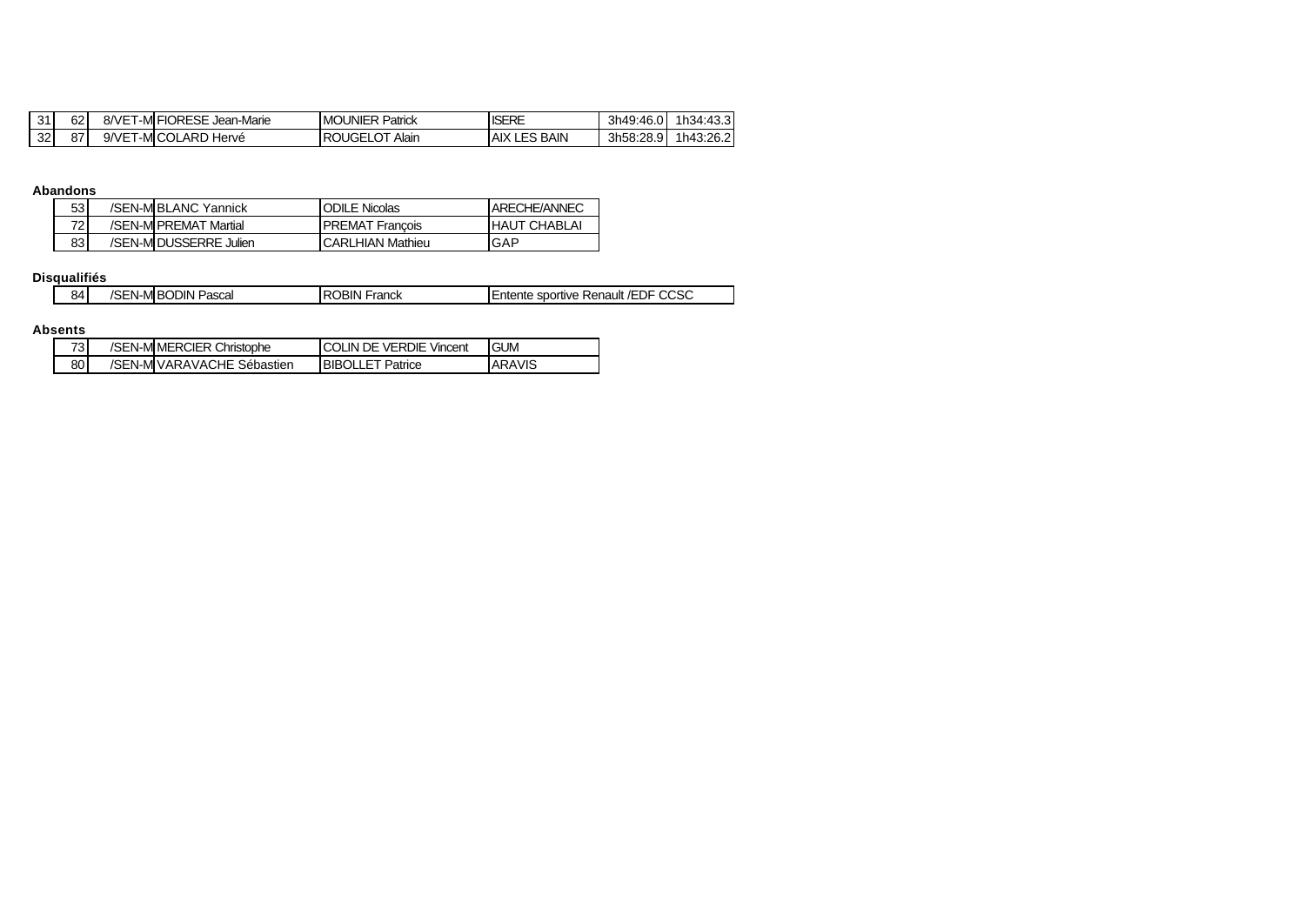| | | | | | | |
|---|---|---|---|---|---|---|
| 31 | 62 | 8/VET-M | FIORESE Jean-Marie | MOUNIER Patrick | ISERE | 3h49:46.0 | 1h34:43.3 |
| 32 | 87 | 9/VET-M | COLARD Hervé | ROUGELOT Alain | AIX LES BAIN | 3h58:28.9 | 1h43:26.2 |

**Abandons**

| | | | | |
|---|---|---|---|---|
| 53 | /SEN-M | BLANC Yannick | ODILE Nicolas | ARECHE/ANNEC |
| 72 | /SEN-M | PREMAT Martial | PREMAT François | HAUT CHABLAI |
| 83 | /SEN-M | DUSSERRE Julien | CARLHIAN Mathieu | GAP |

**Disqualifiés**

| | | | | |
|---|---|---|---|---|
| 84 | /SEN-M | BODIN Pascal | ROBIN Franck | Entente sportive Renault /EDF CCSC |

**Absents**

| | | | | |
|---|---|---|---|---|
| 73 | /SEN-M | MERCIER Christophe | COLIN DE VERDIE Vincent | GUM |
| 80 | /SEN-M | VARAVACHE Sébastien | BIBOLLET Patrice | ARAVIS |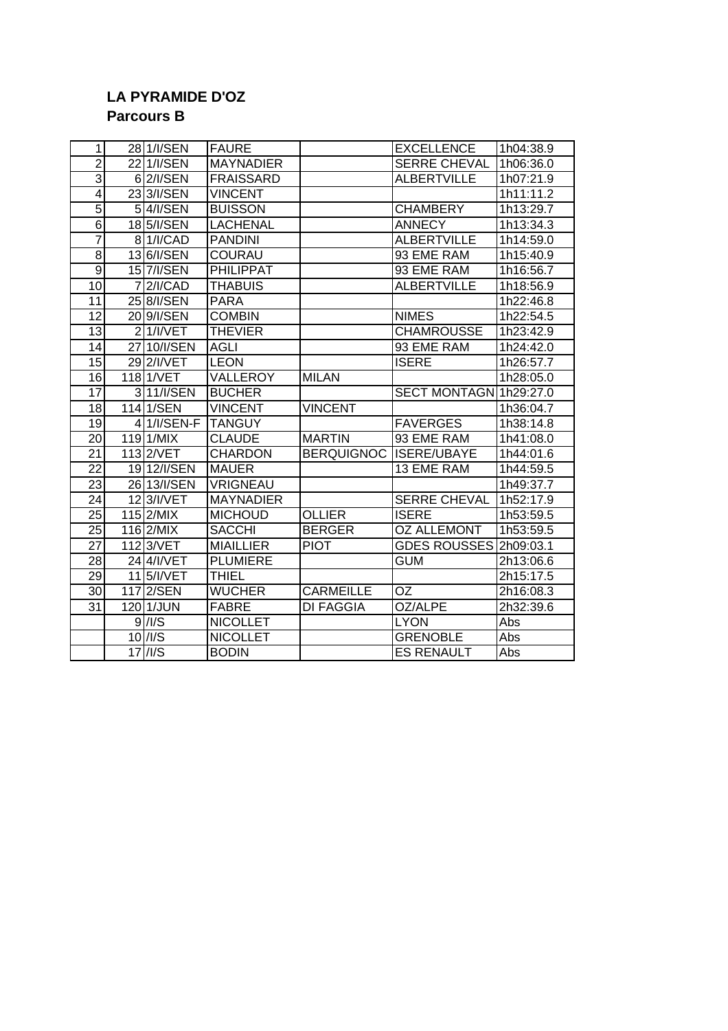**LA PYRAMIDE D'OZ**

**Parcours B**

| | | | | | | |
|---|---|---|---|---|---|---|
| 1 | 28 | 1/I/SEN | FAURE | | EXCELLENCE | 1h04:38.9 |
| 2 | 22 | 1/I/SEN | MAYNADIER | | SERRE CHEVAL | 1h06:36.0 |
| 3 | 6 | 2/I/SEN | FRAISSARD | | ALBERTVILLE | 1h07:21.9 |
| 4 | 23 | 3/I/SEN | VINCENT | | | 1h11:11.2 |
| 5 | 5 | 4/I/SEN | BUISSON | | CHAMBERY | 1h13:29.7 |
| 6 | 18 | 5/I/SEN | LACHENAL | | ANNECY | 1h13:34.3 |
| 7 | 8 | 1/I/CAD | PANDINI | | ALBERTVILLE | 1h14:59.0 |
| 8 | 13 | 6/I/SEN | COURAU | | 93 EME RAM | 1h15:40.9 |
| 9 | 15 | 7/I/SEN | PHILIPPAT | | 93 EME RAM | 1h16:56.7 |
| 10 | 7 | 2/I/CAD | THABUIS | | ALBERTVILLE | 1h18:56.9 |
| 11 | 25 | 8/I/SEN | PARA | | | 1h22:46.8 |
| 12 | 20 | 9/I/SEN | COMBIN | | NIMES | 1h22:54.5 |
| 13 | 2 | 1/I/VET | THEVIER | | CHAMROUSSE | 1h23:42.9 |
| 14 | 27 | 10/I/SEN | AGLI | | 93 EME RAM | 1h24:42.0 |
| 15 | 29 | 2/I/VET | LEON | | ISERE | 1h26:57.7 |
| 16 | 118 | 1/VET | VALLEROY | MILAN | | 1h28:05.0 |
| 17 | 3 | 11/I/SEN | BUCHER | | SECT MONTAGN | 1h29:27.0 |
| 18 | 114 | 1/SEN | VINCENT | VINCENT | | 1h36:04.7 |
| 19 | 4 | 1/I/SEN-F | TANGUY | | FAVERGES | 1h38:14.8 |
| 20 | 119 | 1/MIX | CLAUDE | MARTIN | 93 EME RAM | 1h41:08.0 |
| 21 | 113 | 2/VET | CHARDON | BERQUIGNOC | ISERE/UBAYE | 1h44:01.6 |
| 22 | 19 | 12/I/SEN | MAUER | | 13 EME RAM | 1h44:59.5 |
| 23 | 26 | 13/I/SEN | VRIGNEAU | | | 1h49:37.7 |
| 24 | 12 | 3/I/VET | MAYNADIER | | SERRE CHEVAL | 1h52:17.9 |
| 25 | 115 | 2/MIX | MICHOUD | OLLIER | ISERE | 1h53:59.5 |
| 25 | 116 | 2/MIX | SACCHI | BERGER | OZ ALLEMONT | 1h53:59.5 |
| 27 | 112 | 3/VET | MIAILLIER | PIOT | GDES ROUSSES | 2h09:03.1 |
| 28 | 24 | 4/I/VET | PLUMIERE | | GUM | 2h13:06.6 |
| 29 | 11 | 5/I/VET | THIEL | | | 2h15:17.5 |
| 30 | 117 | 2/SEN | WUCHER | CARMEILLE | OZ | 2h16:08.3 |
| 31 | 120 | 1/JUN | FABRE | DI FAGGIA | OZ/ALPE | 2h32:39.6 |
| | 9 | /I/S | NICOLLET | | LYON | Abs |
| | 10 | /I/S | NICOLLET | | GRENOBLE | Abs |
| | 17 | /I/S | BODIN | | ES RENAULT | Abs |